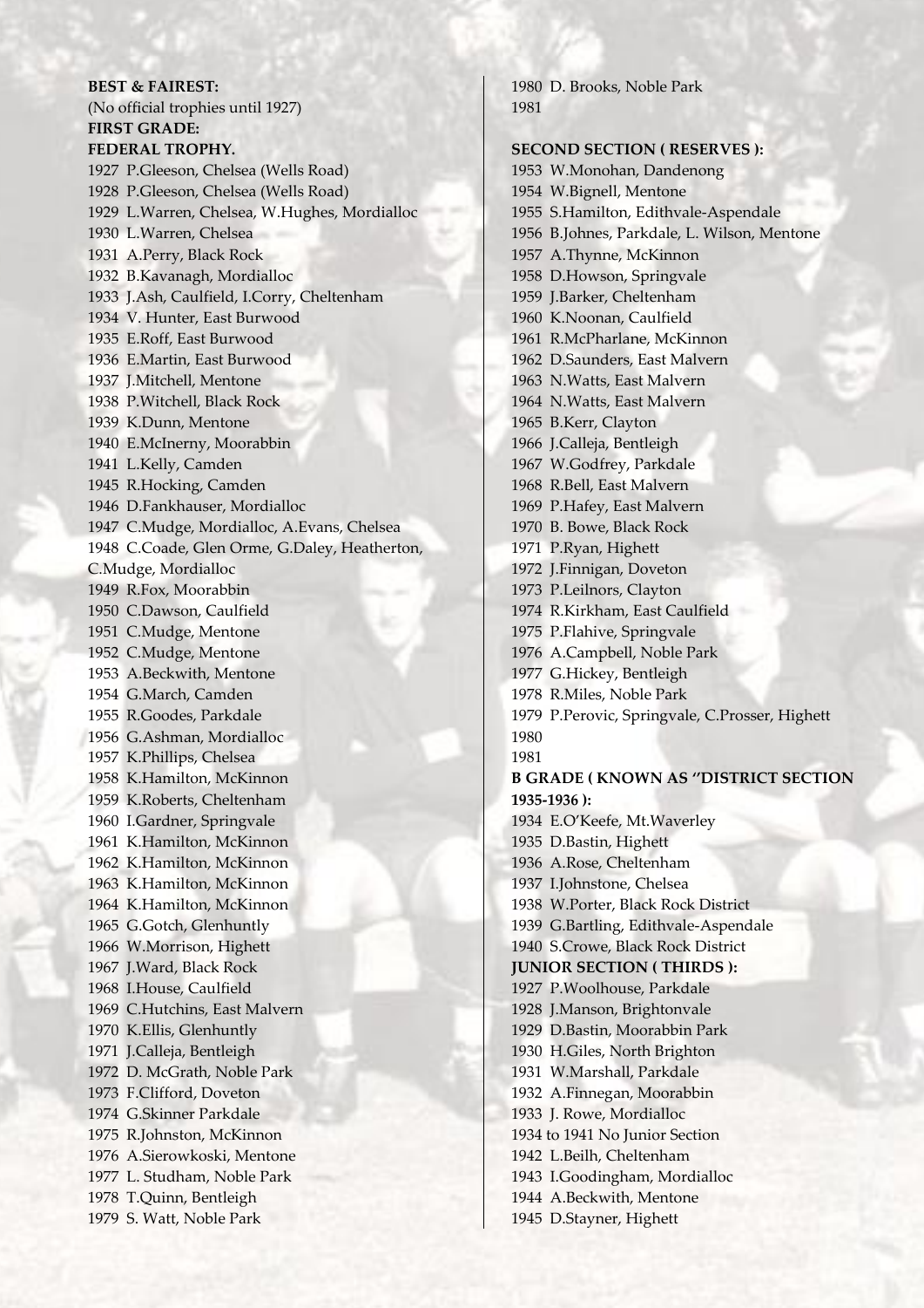**BEST & FAIREST:**

(No official trophies until 1927)

**FIRST GRADE:**

**FEDERAL TROPHY.**

1927 P.Gleeson, Chelsea (Wells Road)
1928 P.Gleeson, Chelsea (Wells Road)
1929 L.Warren, Chelsea, W.Hughes, Mordialloc
1930 L.Warren, Chelsea
1931 A.Perry, Black Rock
1932 B.Kavanagh, Mordialloc
1933 J.Ash, Caulfield, I.Corry, Cheltenham
1934 V. Hunter, East Burwood
1935 E.Roff, East Burwood
1936 E.Martin, East Burwood
1937 J.Mitchell, Mentone
1938 P.Witchell, Black Rock
1939 K.Dunn, Mentone
1940 E.McInerny, Moorabbin
1941 L.Kelly, Camden
1945 R.Hocking, Camden
1946 D.Fankhauser, Mordialloc
1947 C.Mudge, Mordialloc, A.Evans, Chelsea
1948 C.Coade, Glen Orme, G.Daley, Heatherton, C.Mudge, Mordialloc
1949 R.Fox, Moorabbin
1950 C.Dawson, Caulfield
1951 C.Mudge, Mentone
1952 C.Mudge, Mentone
1953 A.Beckwith, Mentone
1954 G.March, Camden
1955 R.Goodes, Parkdale
1956 G.Ashman, Mordialloc
1957 K.Phillips, Chelsea
1958 K.Hamilton, McKinnon
1959 K.Roberts, Cheltenham
1960 I.Gardner, Springvale
1961 K.Hamilton, McKinnon
1962 K.Hamilton, McKinnon
1963 K.Hamilton, McKinnon
1964 K.Hamilton, McKinnon
1965 G.Gotch, Glenhuntly
1966 W.Morrison, Highett
1967 J.Ward, Black Rock
1968 I.House, Caulfield
1969 C.Hutchins, East Malvern
1970 K.Ellis, Glenhuntly
1971 J.Calleja, Bentleigh
1972 D. McGrath, Noble Park
1973 F.Clifford, Doveton
1974 G.Skinner Parkdale
1975 R.Johnston, McKinnon
1976 A.Sierowkoski, Mentone
1977 L. Studham, Noble Park
1978 T.Quinn, Bentleigh
1979 S. Watt, Noble Park
1980 D. Brooks, Noble Park
1981

**SECOND SECTION ( RESERVES ):**

1953 W.Monohan, Dandenong
1954 W.Bignell, Mentone
1955 S.Hamilton, Edithvale-Aspendale
1956 B.Johnes, Parkdale, L. Wilson, Mentone
1957 A.Thynne, McKinnon
1958 D.Howson, Springvale
1959 J.Barker, Cheltenham
1960 K.Noonan, Caulfield
1961 R.McPharlane, McKinnon
1962 D.Saunders, East Malvern
1963 N.Watts, East Malvern
1964 N.Watts, East Malvern
1965 B.Kerr, Clayton
1966 J.Calleja, Bentleigh
1967 W.Godfrey, Parkdale
1968 R.Bell, East Malvern
1969 P.Hafey, East Malvern
1970 B. Bowe, Black Rock
1971 P.Ryan, Highett
1972 J.Finnigan, Doveton
1973 P.Leilnors, Clayton
1974 R.Kirkham, East Caulfield
1975 P.Flahive, Springvale
1976 A.Campbell, Noble Park
1977 G.Hickey, Bentleigh
1978 R.Miles, Noble Park
1979 P.Perovic, Springvale, C.Prosser, Highett
1980
1981

**B GRADE ( KNOWN AS "DISTRICT SECTION 1935-1936 ):**

1934 E.O'Keefe, Mt.Waverley
1935 D.Bastin, Highett
1936 A.Rose, Cheltenham
1937 I.Johnstone, Chelsea
1938 W.Porter, Black Rock District
1939 G.Bartling, Edithvale-Aspendale
1940 S.Crowe, Black Rock District

**JUNIOR SECTION ( THIRDS ):**

1927 P.Woolhouse, Parkdale
1928 J.Manson, Brightonvale
1929 D.Bastin, Moorabbin Park
1930 H.Giles, North Brighton
1931 W.Marshall, Parkdale
1932 A.Finnegan, Moorabbin
1933 J. Rowe, Mordialloc
1934 to 1941 No Junior Section
1942 L.Beilh, Cheltenham
1943 I.Goodingham, Mordialloc
1944 A.Beckwith, Mentone
1945 D.Stayner, Highett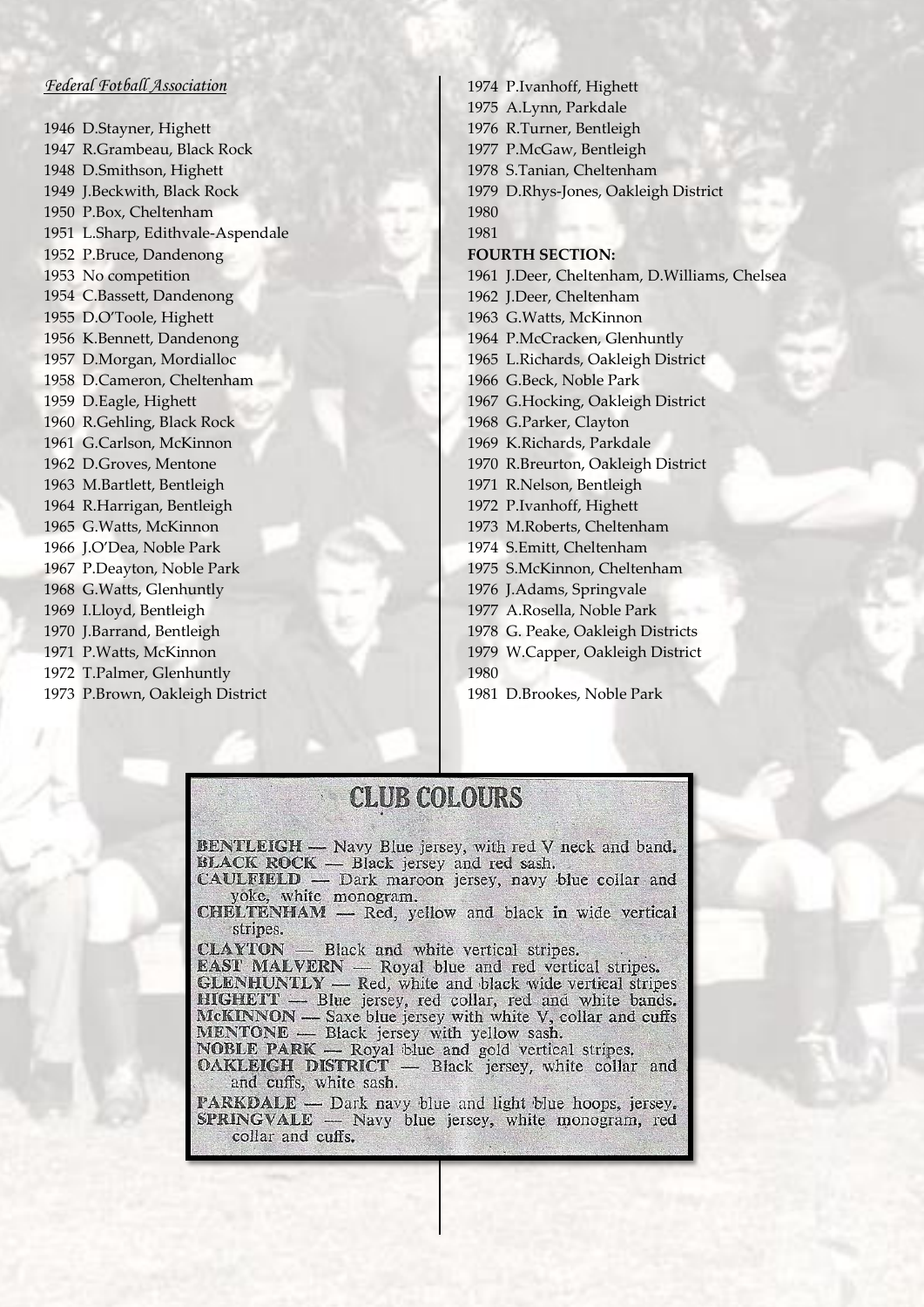*Federal Fotball Association*

1946 D.Stayner, Highett
1947 R.Grambeau, Black Rock
1948 D.Smithson, Highett
1949 J.Beckwith, Black Rock
1950 P.Box, Cheltenham
1951 L.Sharp, Edithvale-Aspendale
1952 P.Bruce, Dandenong
1953 No competition
1954 C.Bassett, Dandenong
1955 D.O'Toole, Highett
1956 K.Bennett, Dandenong
1957 D.Morgan, Mordialloc
1958 D.Cameron, Cheltenham
1959 D.Eagle, Highett
1960 R.Gehling, Black Rock
1961 G.Carlson, McKinnon
1962 D.Groves, Mentone
1963 M.Bartlett, Bentleigh
1964 R.Harrigan, Bentleigh
1965 G.Watts, McKinnon
1966 J.O'Dea, Noble Park
1967 P.Deayton, Noble Park
1968 G.Watts, Glenhuntly
1969 I.Lloyd, Bentleigh
1970 J.Barrand, Bentleigh
1971 P.Watts, McKinnon
1972 T.Palmer, Glenhuntly
1973 P.Brown, Oakleigh District
1974 P.Ivanhoff, Highett
1975 A.Lynn, Parkdale
1976 R.Turner, Bentleigh
1977 P.McGaw, Bentleigh
1978 S.Tanian, Cheltenham
1979 D.Rhys-Jones, Oakleigh District
1980
1981

**FOURTH SECTION:**

1961 J.Deer, Cheltenham, D.Williams, Chelsea
1962 J.Deer, Cheltenham
1963 G.Watts, McKinnon
1964 P.McCracken, Glenhuntly
1965 L.Richards, Oakleigh District
1966 G.Beck, Noble Park
1967 G.Hocking, Oakleigh District
1968 G.Parker, Clayton
1969 K.Richards, Parkdale
1970 R.Breurton, Oakleigh District
1971 R.Nelson, Bentleigh
1972 P.Ivanhoff, Highett
1973 M.Roberts, Cheltenham
1974 S.Emitt, Cheltenham
1975 S.McKinnon, Cheltenham
1976 J.Adams, Springvale
1977 A.Rosella, Noble Park
1978 G. Peake, Oakleigh Districts
1979 W.Capper, Oakleigh District
1980
1981 D.Brookes, Noble Park

## CLUB COLOURS

BENTLEIGH — Navy Blue jersey, with red V neck and band.
BLACK ROCK — Black jersey and red sash.
CAULFIELD — Dark maroon jersey, navy blue collar and yoke, white monogram.
CHELTENHAM — Red, yellow and black in wide vertical stripes.
CLAYTON — Black and white vertical stripes.
EAST MALVERN — Royal blue and red vertical stripes.
GLENHUNTLY — Red, white and black wide vertical stripes
HIGHETT — Blue jersey, red collar, red and white bands.
McKINNON — Saxe blue jersey with white V, collar and cuffs
MENTONE — Black jersey with yellow sash.
NOBLE PARK — Royal blue and gold vertical stripes.
OAKLEIGH DISTRICT — Black jersey, white collar and and cuffs, white sash.
PARKDALE — Dark navy blue and light blue hoops, jersey.
SPRINGVALE — Navy blue jersey, white monogram, red collar and cuffs.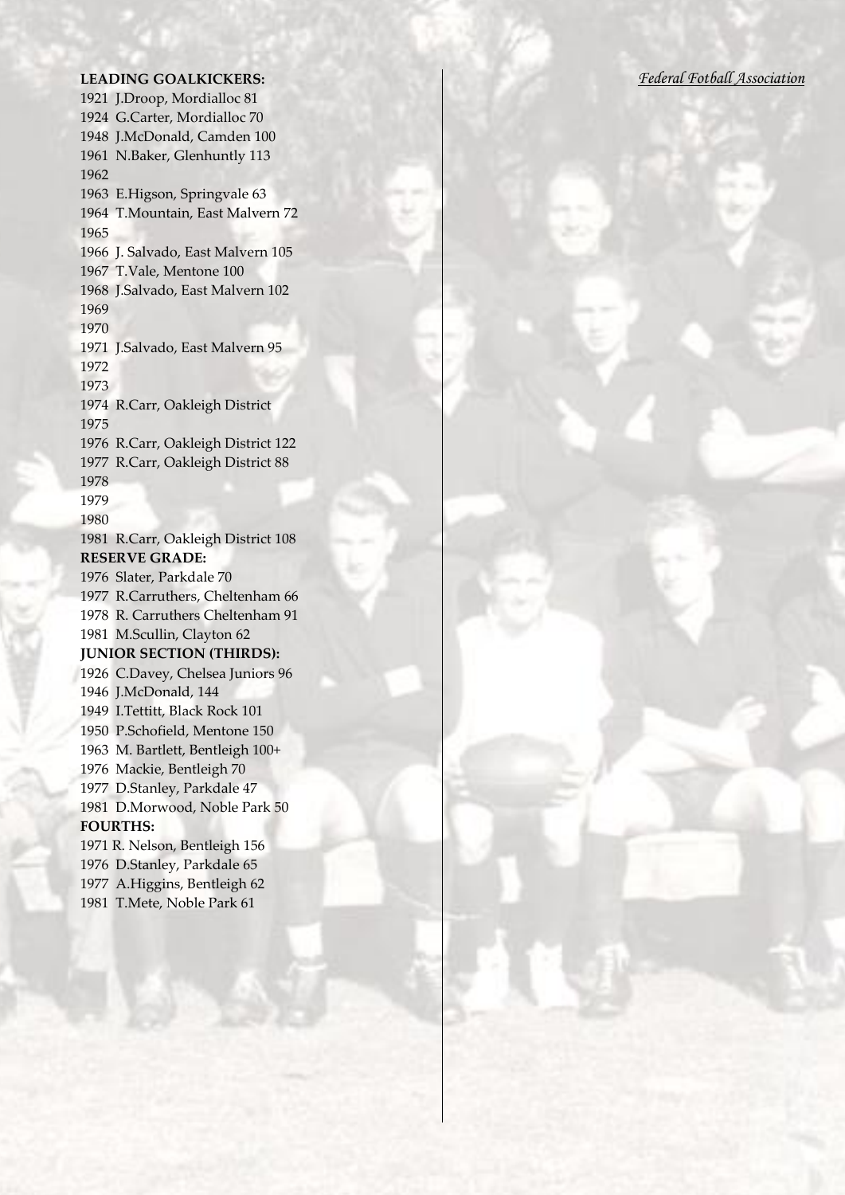**LEADING GOALKICKERS:**

1921 J.Droop, Mordialloc 81
1924 G.Carter, Mordialloc 70
1948 J.McDonald, Camden 100
1961 N.Baker, Glenhuntly 113
1962
1963 E.Higson, Springvale 63
1964 T.Mountain, East Malvern 72
1965
1966 J. Salvado, East Malvern 105
1967 T.Vale, Mentone 100
1968 J.Salvado, East Malvern 102
1969
1970
1971 J.Salvado, East Malvern 95
1972
1973
1974 R.Carr, Oakleigh District
1975
1976 R.Carr, Oakleigh District 122
1977 R.Carr, Oakleigh District 88
1978
1979
1980
1981 R.Carr, Oakleigh District 108

**RESERVE GRADE:**

1976 Slater, Parkdale 70
1977 R.Carruthers, Cheltenham 66
1978 R. Carruthers Cheltenham 91
1981 M.Scullin, Clayton 62

**JUNIOR SECTION (THIRDS):**

1926 C.Davey, Chelsea Juniors 96
1946 J.McDonald, 144
1949 I.Tettitt, Black Rock 101
1950 P.Schofield, Mentone 150
1963 M. Bartlett, Bentleigh 100+
1976 Mackie, Bentleigh 70
1977 D.Stanley, Parkdale 47
1981 D.Morwood, Noble Park 50

**FOURTHS:**

1971 R. Nelson, Bentleigh 156
1976 D.Stanley, Parkdale 65
1977 A.Higgins, Bentleigh 62
1981 T.Mete, Noble Park 61